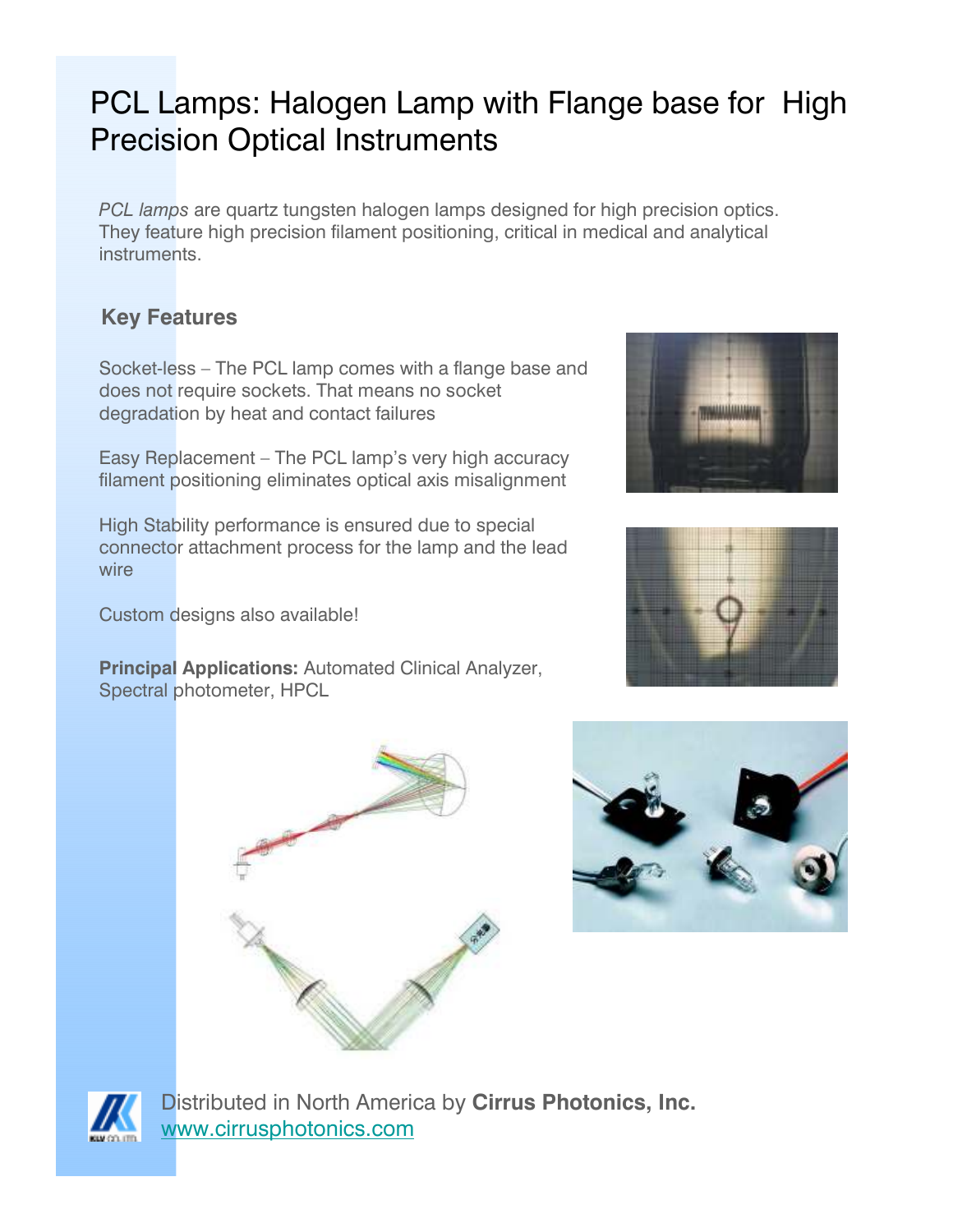# PCL Lamps: Halogen Lamp with Flange base for High Precision Optical Instruments

*PCL lamps* are quartz tungsten halogen lamps designed for high precision optics. They feature high precision filament positioning, critical in medical and analytical instruments.

## Key Features

Socket-less – The PCL lamp comes with a flange base and does not require sockets. That means no socket degradation by heat and contact failures

Easy Replacement – The PCL lamp's very high accuracy filament positioning eliminates optical axis misalignment

High Stability performance is ensured due to special connector attachment process for the lamp and the lead wire

Custom designs also available!

**Principal Applications:** Automated Clinical Analyzer, Spectral photometer, HPCL

Distributed in North America by **Cirrus Photonics, Inc.**
[www.cirrusphotonics.com](http://www.cirrusphotonics.com)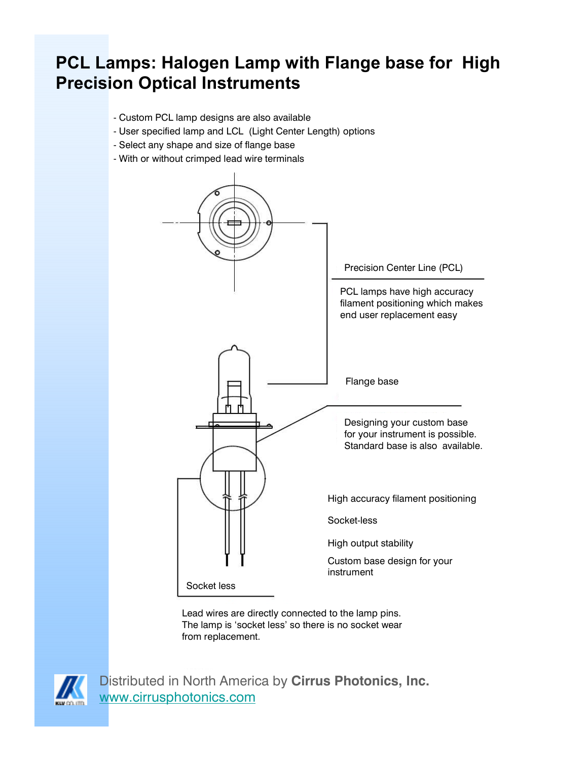# PCL Lamps: Halogen Lamp with Flange base for High Precision Optical Instruments

- Custom PCL lamp designs are also available
- User specified lamp and LCL (Light Center Length) options
- Select any shape and size of flange base
- With or without crimped lead wire terminals

Precision Center Line (PCL)

PCL lamps have high accuracy filament positioning which makes end user replacement easy

Flange base

Designing your custom base for your instrument is possible. Standard base is also available.

High accuracy filament positioning

Socket-less

High output stability

Custom base design for your instrument

Socket less

Lead wires are directly connected to the lamp pins. The lamp is 'socket less' so there is no socket wear from replacement.

Distributed in North America by **Cirrus Photonics, Inc.**
www.cirrusphotonics.com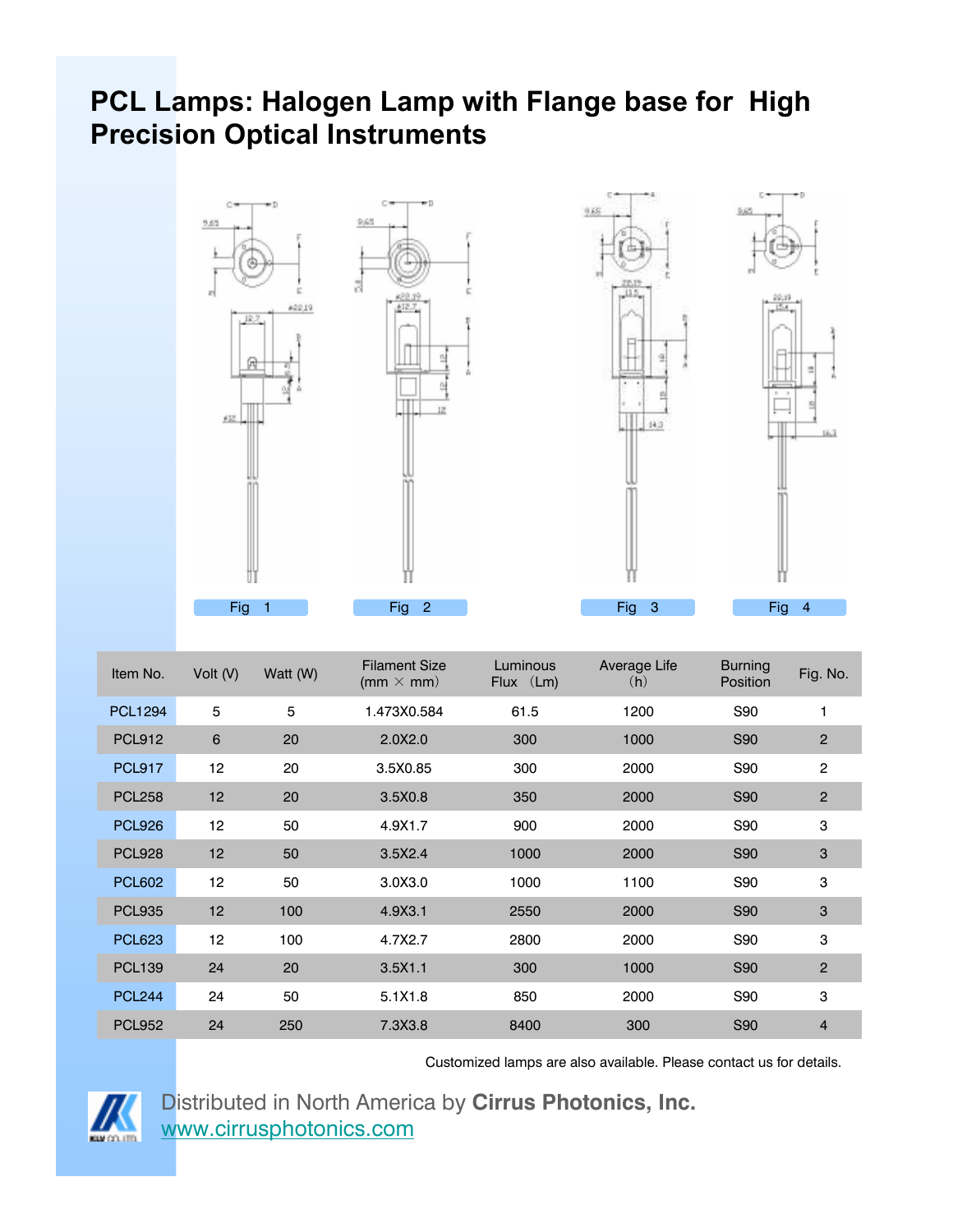# PCL Lamps: Halogen Lamp with Flange base for High Precision Optical Instruments

Fig 1

Fig 2

Fig 3

Fig 4

| Item No. | Volt (V) | Watt (W) | Filament Size (mm × mm) | Luminous Flux (Lm) | Average Life (h) | Burning Position | Fig. No. |
|---|---|---|---|---|---|---|---|
| PCL1294 | 5 | 5 | 1.473X0.584 | 61.5 | 1200 | S90 | 1 |
| PCL912 | 6 | 20 | 2.0X2.0 | 300 | 1000 | S90 | 2 |
| PCL917 | 12 | 20 | 3.5X0.85 | 300 | 2000 | S90 | 2 |
| PCL258 | 12 | 20 | 3.5X0.8 | 350 | 2000 | S90 | 2 |
| PCL926 | 12 | 50 | 4.9X1.7 | 900 | 2000 | S90 | 3 |
| PCL928 | 12 | 50 | 3.5X2.4 | 1000 | 2000 | S90 | 3 |
| PCL602 | 12 | 50 | 3.0X3.0 | 1000 | 1100 | S90 | 3 |
| PCL935 | 12 | 100 | 4.9X3.1 | 2550 | 2000 | S90 | 3 |
| PCL623 | 12 | 100 | 4.7X2.7 | 2800 | 2000 | S90 | 3 |
| PCL139 | 24 | 20 | 3.5X1.1 | 300 | 1000 | S90 | 2 |
| PCL244 | 24 | 50 | 5.1X1.8 | 850 | 2000 | S90 | 3 |
| PCL952 | 24 | 250 | 7.3X3.8 | 8400 | 300 | S90 | 4 |

Customized lamps are also available. Please contact us for details.

Distributed in North America by **Cirrus Photonics, Inc.**
www.cirrusphotonics.com